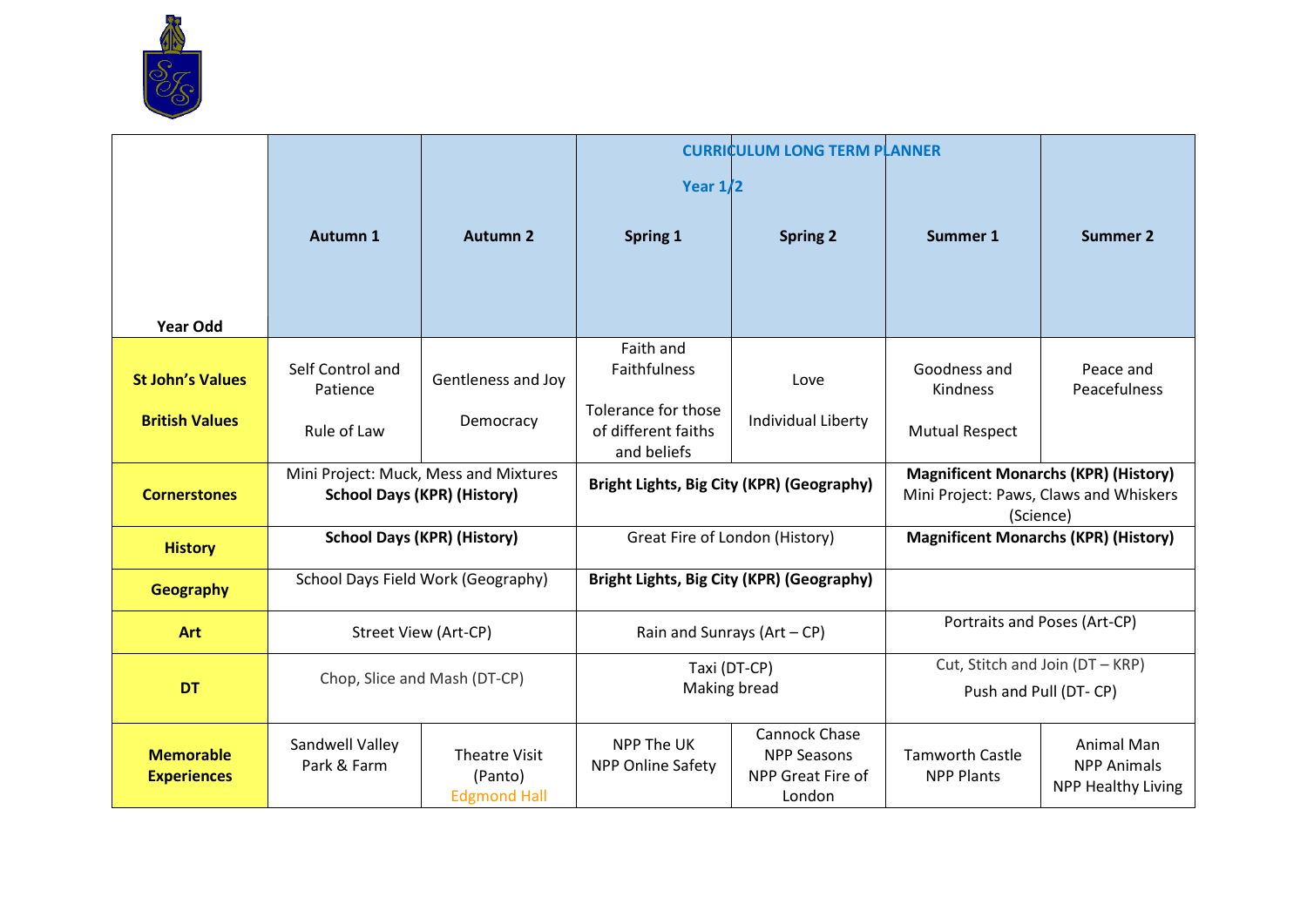| Year Odd | Autumn 1 | Autumn 2 | Spring 1 | Spring 2 | Summer 1 | Summer 2 |
|---|---|---|---|---|---|---|
| | | | **CURRICULUM LONG TERM PLANNER** **Year 1/2** | | | |
| **St John's Values** **British Values** | Self Control and Patience<br>Rule of Law | Gentleness and Joy<br>Democracy | Faith and Faithfulness<br>Tolerance for those of different faiths and beliefs | Love<br>Individual Liberty | Goodness and Kindness<br>Mutual Respect | Peace and Peacefulness |
| **Cornerstones** | Mini Project: Muck, Mess and Mixtures **School Days (KPR) (History)** | | **Bright Lights, Big City (KPR) (Geography)** | | **Magnificent Monarchs (KPR) (History)** Mini Project: Paws, Claws and Whiskers (Science) | |
| **History** | **School Days (KPR) (History)** | | Great Fire of London (History) | | **Magnificent Monarchs (KPR) (History)** | |
| **Geography** | School Days Field Work (Geography) | | **Bright Lights, Big City (KPR) (Geography)** | | | |
| **Art** | Street View (Art-CP) | | Rain and Sunrays (Art – CP) | | Portraits and Poses (Art-CP) | |
| **DT** | Chop, Slice and Mash (DT-CP) | | Taxi (DT-CP)<br>Making bread | | Cut, Stitch and Join (DT – KRP)<br>Push and Pull (DT- CP) | |
| **Memorable Experiences** | Sandwell Valley Park & Farm | Theatre Visit (Panto)<br>Edgmond Hall | NPP The UK<br>NPP Online Safety | Cannock Chase<br>NPP Seasons<br>NPP Great Fire of London | Tamworth Castle<br>NPP Plants | Animal Man<br>NPP Animals<br>NPP Healthy Living |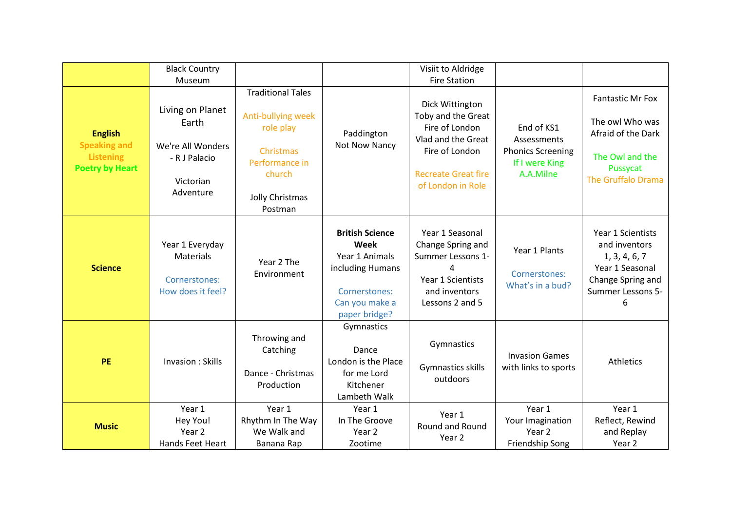| | | | | | | |
|---|---|---|---|---|---|---|
| | Black Country Museum | | | Visiit to Aldridge Fire Station | | |
| **English** **Speaking and Listening** **Poetry by Heart** | Living on Planet Earth<br><br>We're All Wonders - R J Palacio<br><br>Victorian Adventure | Traditional Tales<br><br>Anti-bullying week role play<br><br>Christmas Performance in church<br><br>Jolly Christmas Postman | Paddington<br>Not Now Nancy | Dick Wittington<br>Toby and the Great Fire of London<br>Vlad and the Great Fire of London<br><br>Recreate Great fire of London in Role | End of KS1 Assessments<br>Phonics Screening<br>If I were King<br>A.A.Milne | Fantastic Mr Fox<br><br>The owl Who was Afraid of the Dark<br><br>The Owl and the Pussycat<br>The Gruffalo Drama |
| **Science** | Year 1 Everyday Materials<br><br>Cornerstones: How does it feel? | Year 2 The Environment | **British Science Week**<br>Year 1 Animals including Humans<br><br>Cornerstones: Can you make a paper bridge? | Year 1 Seasonal Change Spring and Summer Lessons 1-4<br>Year 1 Scientists and inventors Lessons 2 and 5 | Year 1 Plants<br><br>Cornerstones: What's in a bud? | Year 1 Scientists and inventors 1, 3, 4, 6, 7<br>Year 1 Seasonal Change Spring and Summer Lessons 5-6 |
| **PE** | Invasion : Skills | Throwing and Catching<br><br>Dance - Christmas Production | Gymnastics<br><br>Dance<br>London is the Place for me Lord Kitchener<br>Lambeth Walk | Gymnastics<br><br>Gymnastics skills outdoors | Invasion Games with links to sports | Athletics |
| **Music** | Year 1<br>Hey You!<br>Year 2<br>Hands Feet Heart | Year 1<br>Rhythm In The Way We Walk and Banana Rap | Year 1<br>In The Groove<br>Year 2<br>Zootime | Year 1<br>Round and Round<br>Year 2 | Year 1<br>Your Imagination<br>Year 2<br>Friendship Song | Year 1<br>Reflect, Rewind and Replay<br>Year 2 |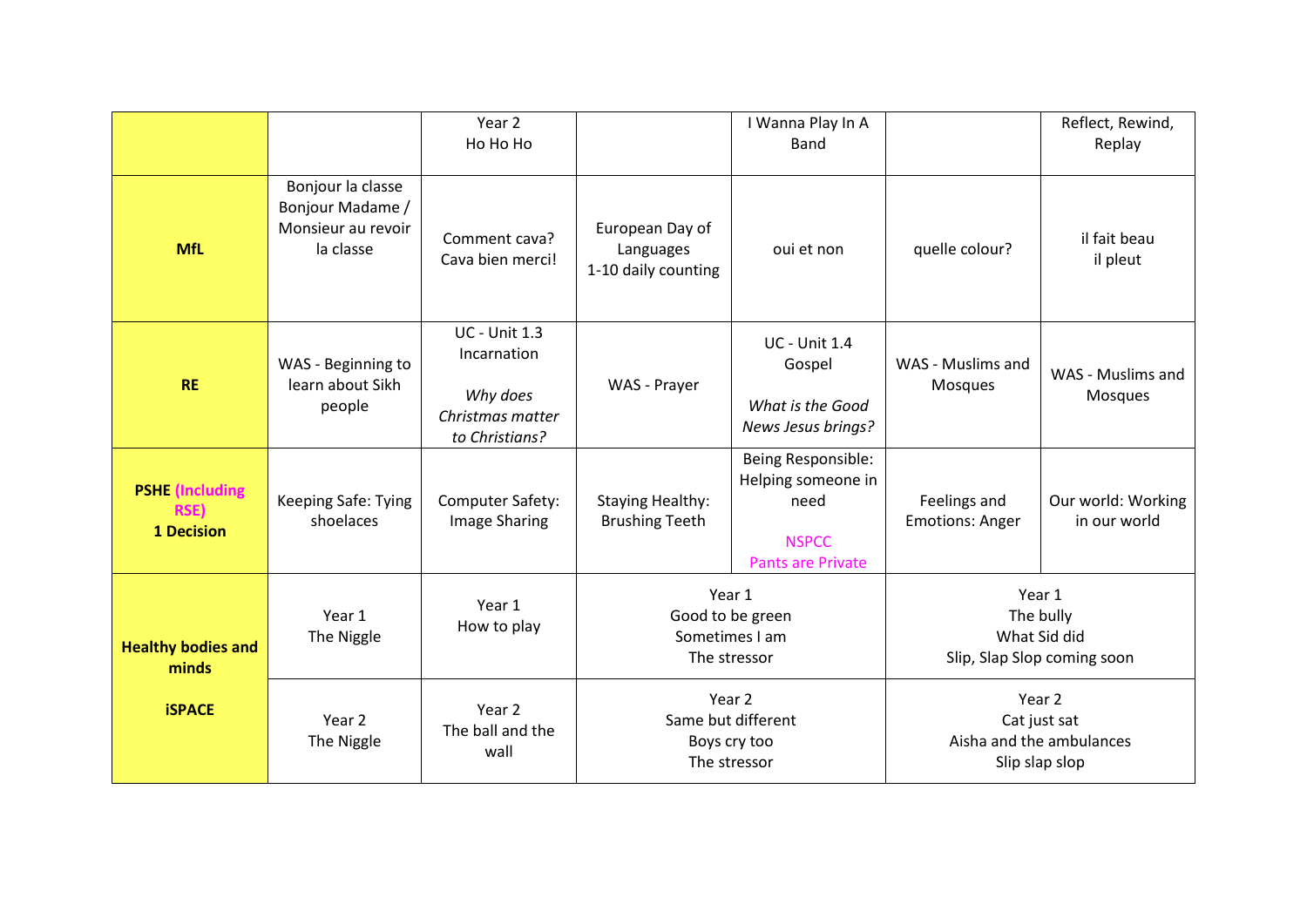| | | | | | | |
|---|---|---|---|---|---|---|
| | | Year 2<br>Ho Ho Ho | | I Wanna Play In A Band | | Reflect, Rewind, Replay |
| **MfL** | Bonjour la classe<br>Bonjour Madame / Monsieur au revoir la classe | Comment cava?<br>Cava bien merci! | European Day of Languages<br>1-10 daily counting | oui et non | quelle colour? | il fait beau<br>il pleut |
| **RE** | WAS - Beginning to learn about Sikh people | UC - Unit 1.3<br>Incarnation<br><br>*Why does Christmas matter to Christians?* | WAS - Prayer | UC - Unit 1.4<br>Gospel<br><br>*What is the Good News Jesus brings?* | WAS - Muslims and Mosques | WAS - Muslims and Mosques |
| **PSHE (Including RSE)**<br>**1 Decision** | Keeping Safe: Tying shoelaces | Computer Safety: Image Sharing | Staying Healthy: Brushing Teeth | Being Responsible: Helping someone in need<br><br>NSPCC<br>Pants are Private | Feelings and Emotions: Anger | Our world: Working in our world |
| **Healthy bodies and minds**<br><br>**iSPACE** | Year 1<br>The Niggle | Year 1<br>How to play | Year 1<br>Good to be green<br>Sometimes I am<br>The stressor | | Year 1<br>The bully<br>What Sid did<br>Slip, Slap Slop coming soon | |
| | Year 2<br>The Niggle | Year 2<br>The ball and the wall | Year 2<br>Same but different<br>Boys cry too<br>The stressor | | Year 2<br>Cat just sat<br>Aisha and the ambulances<br>Slip slap slop | |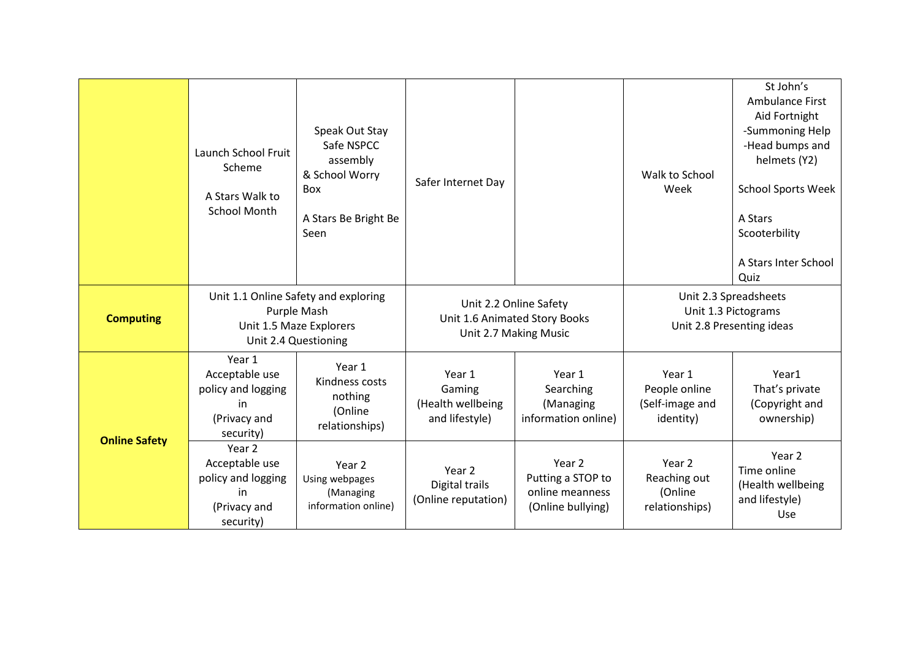| | | | | | | |
|---|---|---|---|---|---|---|
| | Launch School Fruit Scheme<br><br>A Stars Walk to School Month | Speak Out Stay Safe NSPCC assembly & School Worry Box<br><br>A Stars Be Bright Be Seen | Safer Internet Day | | Walk to School Week | St John's Ambulance First Aid Fortnight -Summoning Help -Head bumps and helmets (Y2)<br><br>School Sports Week<br><br>A Stars Scooterbility<br><br>A Stars Inter School Quiz |
| **Computing** | Unit 1.1 Online Safety and exploring Purple Mash<br>Unit 1.5 Maze Explorers<br>Unit 2.4 Questioning | | Unit 2.2 Online Safety<br>Unit 1.6 Animated Story Books<br>Unit 2.7 Making Music | | Unit 2.3 Spreadsheets<br>Unit 1.3 Pictograms<br>Unit 2.8 Presenting ideas | |
| **Online Safety** | Year 1<br>Acceptable use policy and logging in<br>(Privacy and security) | Year 1<br>Kindness costs nothing<br>(Online relationships) | Year 1<br>Gaming<br>(Health wellbeing and lifestyle) | Year 1<br>Searching<br>(Managing information online) | Year 1<br>People online<br>(Self-image and identity) | Year1<br>That's private<br>(Copyright and ownership) |
| | Year 2<br>Acceptable use policy and logging in<br>(Privacy and security) | Year 2<br>Using webpages<br>(Managing information online) | Year 2<br>Digital trails<br>(Online reputation) | Year 2<br>Putting a STOP to online meanness<br>(Online bullying) | Year 2<br>Reaching out<br>(Online relationships) | Year 2<br>Time online<br>(Health wellbeing and lifestyle)<br>Use |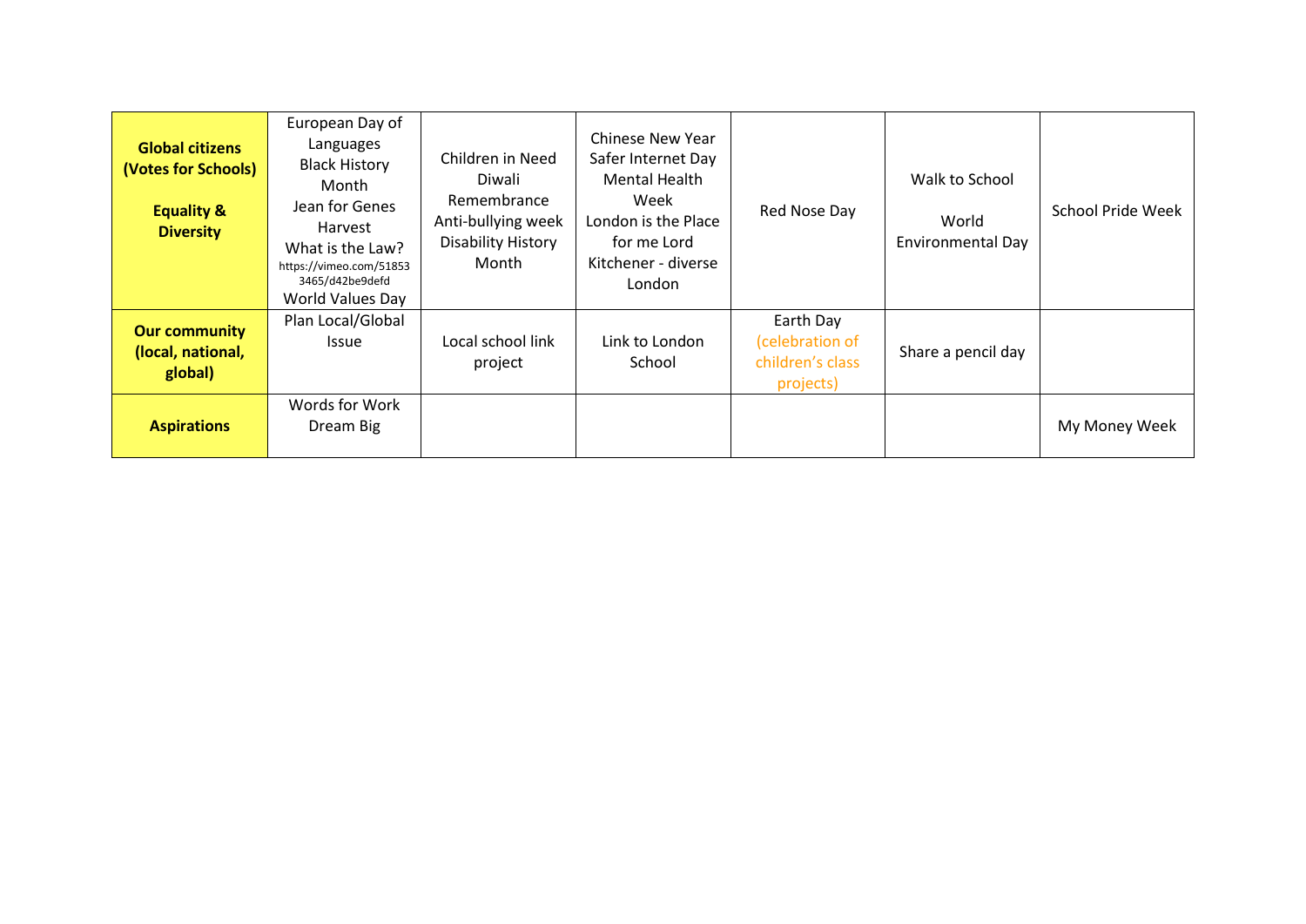| | | | | | | |
|---|---|---|---|---|---|---|
| **Global citizens (Votes for Schools)**<br><br>**Equality & Diversity** | European Day of Languages<br>Black History Month<br>Jean for Genes<br>Harvest<br>What is the Law?<br>https://vimeo.com/518533465/d42be9defd<br>World Values Day | Children in Need<br>Diwali<br>Remembrance<br>Anti-bullying week<br>Disability History Month | Chinese New Year<br>Safer Internet Day<br>Mental Health Week<br>London is the Place for me Lord Kitchener - diverse London | Red Nose Day | Walk to School<br><br>World Environmental Day | School Pride Week |
| **Our community (local, national, global)** | Plan Local/Global Issue | Local school link project | Link to London School | Earth Day (celebration of children's class projects) | Share a pencil day | |
| **Aspirations** | Words for Work<br>Dream Big | | | | | My Money Week |